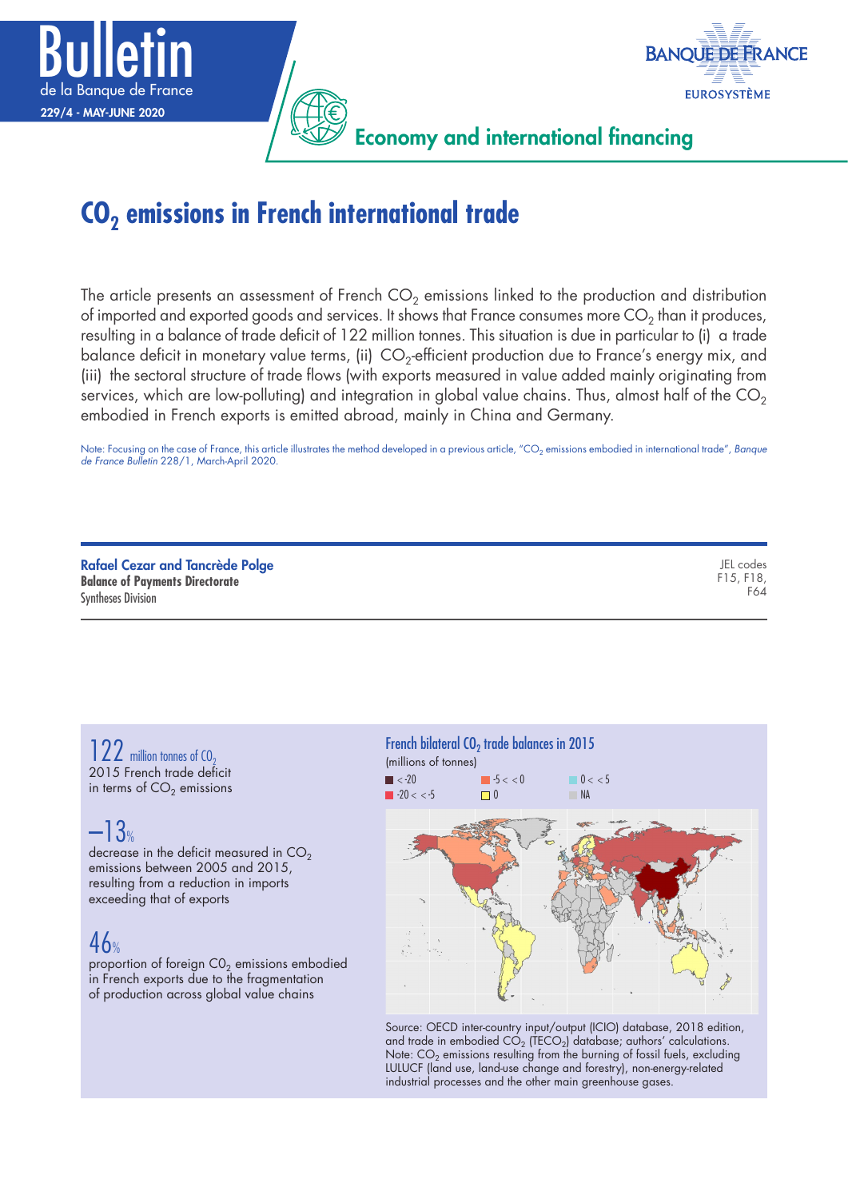# Bulletin de la Banque de France

229/4 - MAY-JUNE 2020

Economy and international financing

# $CO_2$ emissions in French international trade

The article presents an assessment of French $CO_2$ emissions linked to the production and distribution of imported and exported goods and services. It shows that France consumes more $CO_2$ than it produces, resulting in a balance of trade deficit of 122 million tonnes. This situation is due in particular to (i) a trade balance deficit in monetary value terms, (ii) $CO_2$-efficient production due to France's energy mix, and (iii) the sectoral structure of trade flows (with exports measured in value added mainly originating from services, which are low-polluting) and integration in global value chains. Thus, almost half of the $CO_2$ embodied in French exports is emitted abroad, mainly in China and Germany.

Note: Focusing on the case of France, this article illustrates the method developed in a previous article, "$CO_2$ emissions embodied in international trade", *Banque de France Bulletin* 228/1, March-April 2020.

**Rafael Cezar and Tancrède Polge**
**Balance of Payments Directorate**
Syntheses Division

JEL codes
F15, F18,
F64

**122** million tonnes of $CO_2$
2015 French trade deficit in terms of $CO_2$ emissions

**–13%**
decrease in the deficit measured in $CO_2$ emissions between 2005 and 2015, resulting from a reduction in imports exceeding that of exports

**46%**
proportion of foreign $CO_2$ emissions embodied in French exports due to the fragmentation of production across global value chains

**French bilateral $CO_2$ trade balances in 2015**
(millions of tonnes)

Legend: < -20; -20 < < -5; -5 < < 0; 0; 0 < < 5; NA

Source: OECD inter-country input/output (ICIO) database, 2018 edition, and trade in embodied $CO_2$ (TECO$_2$) database; authors' calculations.
Note: $CO_2$ emissions resulting from the burning of fossil fuels, excluding LULUCF (land use, land-use change and forestry), non-energy-related industrial processes and the other main greenhouse gases.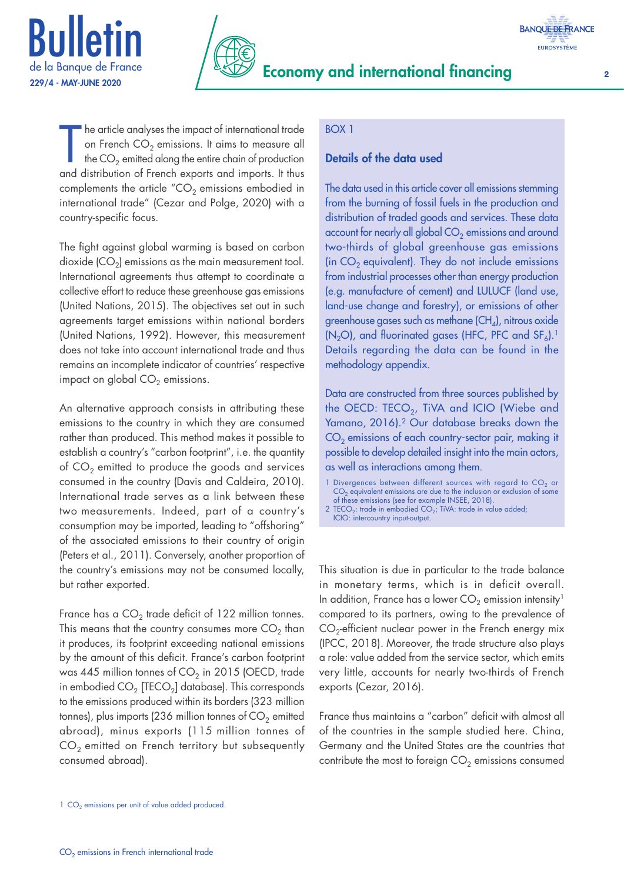The article analyses the impact of international trade on French $CO_2$ emissions. It aims to measure all the $CO_2$ emitted along the entire chain of production and distribution of French exports and imports. It thus complements the article "$CO_2$ emissions embodied in international trade" (Cezar and Polge, 2020) with a country-specific focus.

The fight against global warming is based on carbon dioxide ($CO_2$) emissions as the main measurement tool. International agreements thus attempt to coordinate a collective effort to reduce these greenhouse gas emissions (United Nations, 2015). The objectives set out in such agreements target emissions within national borders (United Nations, 1992). However, this measurement does not take into account international trade and thus remains an incomplete indicator of countries' respective impact on global $CO_2$ emissions.

An alternative approach consists in attributing these emissions to the country in which they are consumed rather than produced. This method makes it possible to establish a country's "carbon footprint", i.e. the quantity of $CO_2$ emitted to produce the goods and services consumed in the country (Davis and Caldeira, 2010). International trade serves as a link between these two measurements. Indeed, part of a country's consumption may be imported, leading to "offshoring" of the associated emissions to their country of origin (Peters et al., 2011). Conversely, another proportion of the country's emissions may not be consumed locally, but rather exported.

France has a $CO_2$ trade deficit of 122 million tonnes. This means that the country consumes more $CO_2$ than it produces, its footprint exceeding national emissions by the amount of this deficit. France's carbon footprint was 445 million tonnes of $CO_2$ in 2015 (OECD, trade in embodied $CO_2$ [$TECO_2$] database). This corresponds to the emissions produced within its borders (323 million tonnes), plus imports (236 million tonnes of $CO_2$ emitted abroad), minus exports (115 million tonnes of $CO_2$ emitted on French territory but subsequently consumed abroad).

> **BOX 1**
>
> **Details of the data used**
>
> The data used in this article cover all emissions stemming from the burning of fossil fuels in the production and distribution of traded goods and services. These data account for nearly all global $CO_2$ emissions and around two-thirds of global greenhouse gas emissions (in $CO_2$ equivalent). They do not include emissions from industrial processes other than energy production (e.g. manufacture of cement) and LULUCF (land use, land-use change and forestry), or emissions of other greenhouse gases such as methane ($CH_4$), nitrous oxide ($N_2O$), and fluorinated gases (HFC, PFC and $SF_6$).[1] Details regarding the data can be found in the methodology appendix.
>
> Data are constructed from three sources published by the OECD: $TECO_2$, TiVA and ICIO (Wiebe and Yamano, 2016).[2] Our database breaks down the $CO_2$ emissions of each country-sector pair, making it possible to develop detailed insight into the main actors, as well as interactions among them.
>
> 1 Divergences between different sources with regard to $CO_2$ or $CO_2$ equivalent emissions are due to the inclusion or exclusion of some of these emissions (see for example INSEE, 2018).
> 2 $TECO_2$: trade in embodied $CO_2$; TiVA: trade in value added; ICIO: intercountry input-output.

This situation is due in particular to the trade balance in monetary terms, which is in deficit overall. In addition, France has a lower $CO_2$ emission intensity[1] compared to its partners, owing to the prevalence of $CO_2$-efficient nuclear power in the French energy mix (IPCC, 2018). Moreover, the trade structure also plays a role: value added from the service sector, which emits very little, accounts for nearly two-thirds of French exports (Cezar, 2016).

France thus maintains a "carbon" deficit with almost all of the countries in the sample studied here. China, Germany and the United States are the countries that contribute the most to foreign $CO_2$ emissions consumed

1 $CO_2$ emissions per unit of value added produced.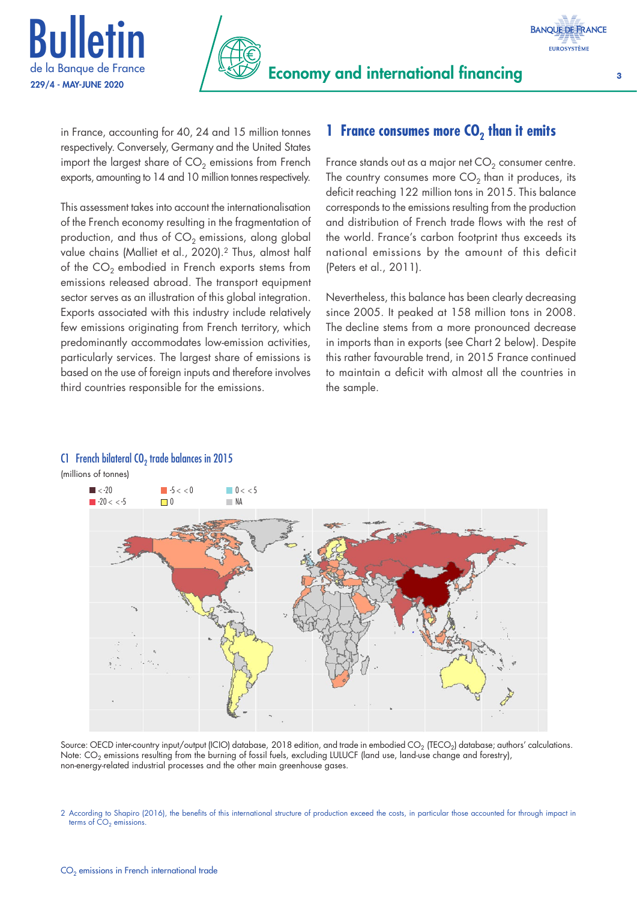in France, accounting for 40, 24 and 15 million tonnes respectively. Conversely, Germany and the United States import the largest share of $CO_2$ emissions from French exports, amounting to 14 and 10 million tonnes respectively.

This assessment takes into account the internationalisation of the French economy resulting in the fragmentation of production, and thus of $CO_2$ emissions, along global value chains (Malliet et al., 2020).[2] Thus, almost half of the $CO_2$ embodied in French exports stems from emissions released abroad. The transport equipment sector serves as an illustration of this global integration. Exports associated with this industry include relatively few emissions originating from French territory, which predominantly accommodates low-emission activities, particularly services. The largest share of emissions is based on the use of foreign inputs and therefore involves third countries responsible for the emissions.

## 1 France consumes more $CO_2$ than it emits

France stands out as a major net $CO_2$ consumer centre. The country consumes more $CO_2$ than it produces, its deficit reaching 122 million tons in 2015. This balance corresponds to the emissions resulting from the production and distribution of French trade flows with the rest of the world. France's carbon footprint thus exceeds its national emissions by the amount of this deficit (Peters et al., 2011).

Nevertheless, this balance has been clearly decreasing since 2005. It peaked at 158 million tons in 2008. The decline stems from a more pronounced decrease in imports than in exports (see Chart 2 below). Despite this rather favourable trend, in 2015 France continued to maintain a deficit with almost all the countries in the sample.

### C1 French bilateral $CO_2$ trade balances in 2015

(millions of tonnes)

< -20 | -20 < < -5 | -5 < < 0 | 0 | 0 < < 5 | NA

Source: OECD inter-country input/output (ICIO) database, 2018 edition, and trade in embodied $CO_2$ (TE$CO_2$) database; authors' calculations.
Note: $CO_2$ emissions resulting from the burning of fossil fuels, excluding LULUCF (land use, land-use change and forestry), non-energy-related industrial processes and the other main greenhouse gases.

2 According to Shapiro (2016), the benefits of this international structure of production exceed the costs, in particular those accounted for through impact in terms of $CO_2$ emissions.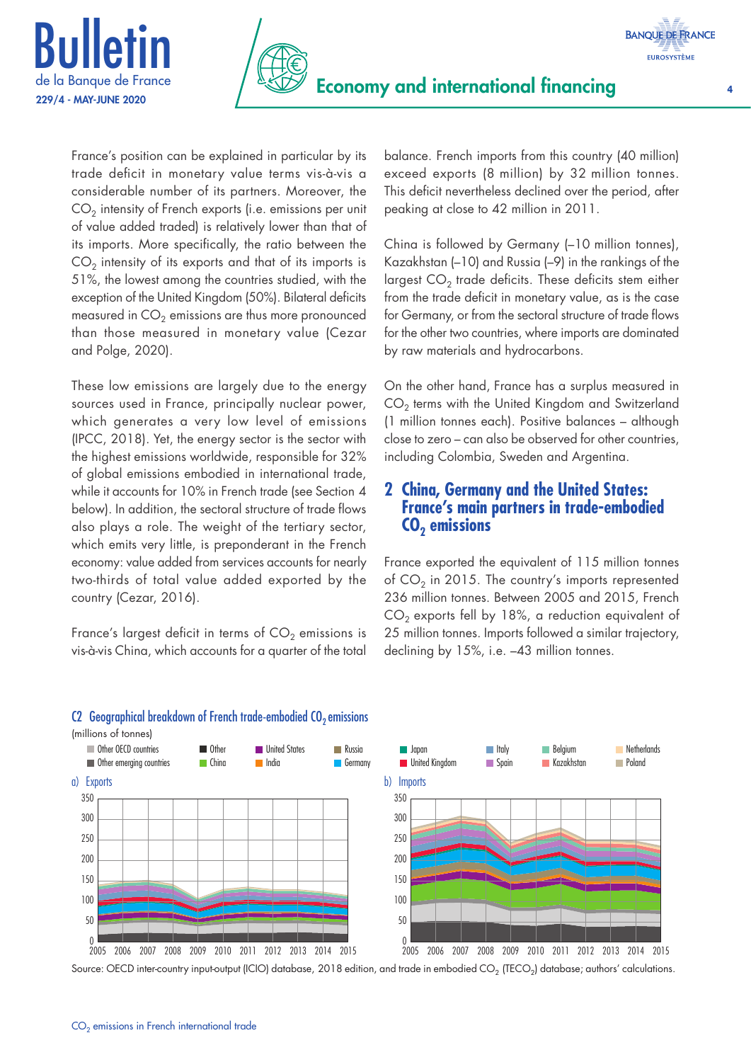France's position can be explained in particular by its trade deficit in monetary value terms vis-à-vis a considerable number of its partners. Moreover, the $CO_2$ intensity of French exports (i.e. emissions per unit of value added traded) is relatively lower than that of its imports. More specifically, the ratio between the $CO_2$ intensity of its exports and that of its imports is 51%, the lowest among the countries studied, with the exception of the United Kingdom (50%). Bilateral deficits measured in $CO_2$ emissions are thus more pronounced than those measured in monetary value (Cezar and Polge, 2020).

These low emissions are largely due to the energy sources used in France, principally nuclear power, which generates a very low level of emissions (IPCC, 2018). Yet, the energy sector is the sector with the highest emissions worldwide, responsible for 32% of global emissions embodied in international trade, while it accounts for 10% in French trade (see Section 4 below). In addition, the sectoral structure of trade flows also plays a role. The weight of the tertiary sector, which emits very little, is preponderant in the French economy: value added from services accounts for nearly two-thirds of total value added exported by the country (Cezar, 2016).

France's largest deficit in terms of $CO_2$ emissions is vis-à-vis China, which accounts for a quarter of the total balance. French imports from this country (40 million) exceed exports (8 million) by 32 million tonnes. This deficit nevertheless declined over the period, after peaking at close to 42 million in 2011.

China is followed by Germany (–10 million tonnes), Kazakhstan (–10) and Russia (–9) in the rankings of the largest $CO_2$ trade deficits. These deficits stem either from the trade deficit in monetary value, as is the case for Germany, or from the sectoral structure of trade flows for the other two countries, where imports are dominated by raw materials and hydrocarbons.

On the other hand, France has a surplus measured in $CO_2$ terms with the United Kingdom and Switzerland (1 million tonnes each). Positive balances – although close to zero – can also be observed for other countries, including Colombia, Sweden and Argentina.

## 2 China, Germany and the United States: France's main partners in trade-embodied $CO_2$ emissions

France exported the equivalent of 115 million tonnes of $CO_2$ in 2015. The country's imports represented 236 million tonnes. Between 2005 and 2015, French $CO_2$ exports fell by 18%, a reduction equivalent of 25 million tonnes. Imports followed a similar trajectory, declining by 15%, i.e. –43 million tonnes.

**C2 Geographical breakdown of French trade-embodied $CO_2$ emissions**

(millions of tonnes)

Legend: Other OECD countries, Other emerging countries, Other, China, United States, India, Russia, Germany, Japan, United Kingdom, Italy, Spain, Belgium, Kazakhstan, Netherlands, Poland

a) Exports

b) Imports

Source: OECD inter-country input-output (ICIO) database, 2018 edition, and trade in embodied $CO_2$ (TECO$_2$) database; authors' calculations.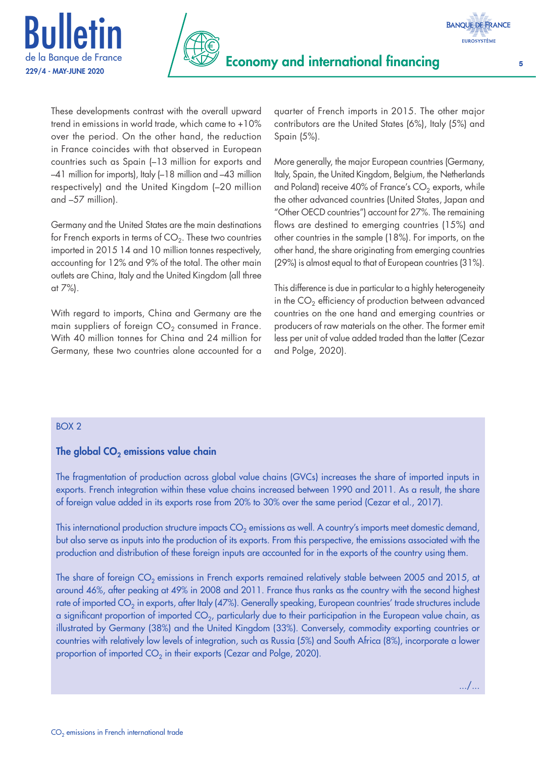These developments contrast with the overall upward trend in emissions in world trade, which came to +10% over the period. On the other hand, the reduction in France coincides with that observed in European countries such as Spain (–13 million for exports and –41 million for imports), Italy (–18 million and –43 million respectively) and the United Kingdom (–20 million and –57 million).

Germany and the United States are the main destinations for French exports in terms of $CO_2$. These two countries imported in 2015 14 and 10 million tonnes respectively, accounting for 12% and 9% of the total. The other main outlets are China, Italy and the United Kingdom (all three at 7%).

With regard to imports, China and Germany are the main suppliers of foreign $CO_2$ consumed in France. With 40 million tonnes for China and 24 million for Germany, these two countries alone accounted for a quarter of French imports in 2015. The other major contributors are the United States (6%), Italy (5%) and Spain (5%).

More generally, the major European countries (Germany, Italy, Spain, the United Kingdom, Belgium, the Netherlands and Poland) receive 40% of France's $CO_2$ exports, while the other advanced countries (United States, Japan and "Other OECD countries") account for 27%. The remaining flows are destined to emerging countries (15%) and other countries in the sample (18%). For imports, on the other hand, the share originating from emerging countries (29%) is almost equal to that of European countries (31%).

This difference is due in particular to a highly heterogeneity in the $CO_2$ efficiency of production between advanced countries on the one hand and emerging countries or producers of raw materials on the other. The former emit less per unit of value added traded than the latter (Cezar and Polge, 2020).

BOX 2

### The global $CO_2$ emissions value chain

The fragmentation of production across global value chains (GVCs) increases the share of imported inputs in exports. French integration within these value chains increased between 1990 and 2011. As a result, the share of foreign value added in its exports rose from 20% to 30% over the same period (Cezar et al., 2017).

This international production structure impacts $CO_2$ emissions as well. A country's imports meet domestic demand, but also serve as inputs into the production of its exports. From this perspective, the emissions associated with the production and distribution of these foreign inputs are accounted for in the exports of the country using them.

The share of foreign $CO_2$ emissions in French exports remained relatively stable between 2005 and 2015, at around 46%, after peaking at 49% in 2008 and 2011. France thus ranks as the country with the second highest rate of imported $CO_2$ in exports, after Italy (47%). Generally speaking, European countries' trade structures include a significant proportion of imported $CO_2$, particularly due to their participation in the European value chain, as illustrated by Germany (38%) and the United Kingdom (33%). Conversely, commodity exporting countries or countries with relatively low levels of integration, such as Russia (5%) and South Africa (8%), incorporate a lower proportion of imported $CO_2$ in their exports (Cezar and Polge, 2020).

.../...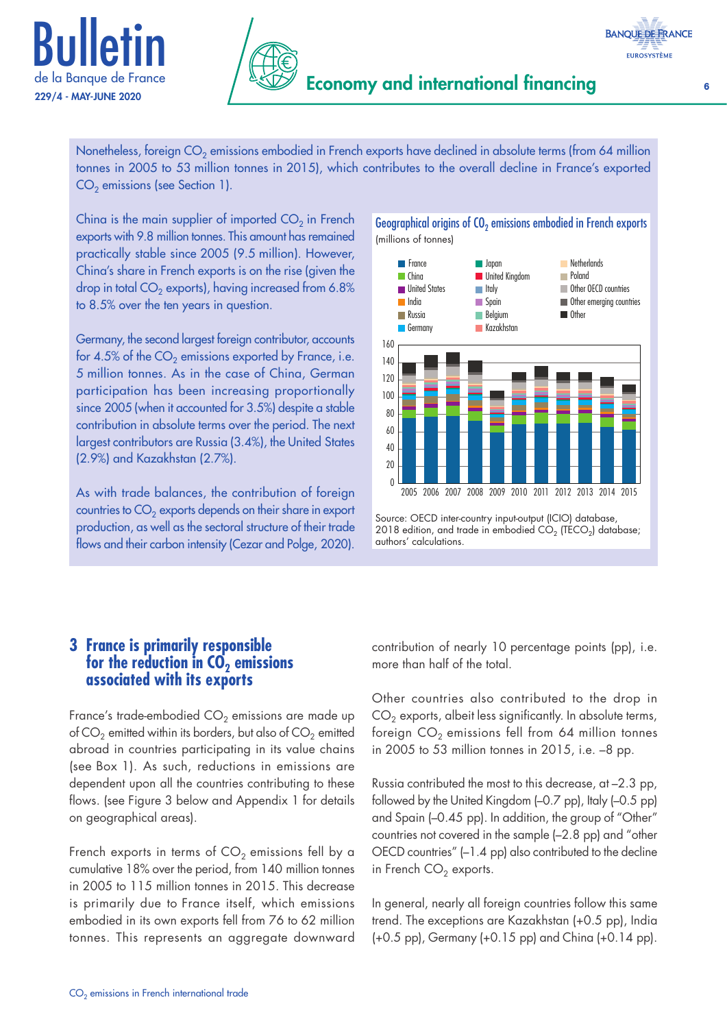Nonetheless, foreign $CO_2$ emissions embodied in French exports have declined in absolute terms (from 64 million tonnes in 2005 to 53 million tonnes in 2015), which contributes to the overall decline in France's exported $CO_2$ emissions (see Section 1).

China is the main supplier of imported $CO_2$ in French exports with 9.8 million tonnes. This amount has remained practically stable since 2005 (9.5 million). However, China's share in French exports is on the rise (given the drop in total $CO_2$ exports), having increased from 6.8% to 8.5% over the ten years in question.

Germany, the second largest foreign contributor, accounts for 4.5% of the $CO_2$ emissions exported by France, i.e. 5 million tonnes. As in the case of China, German participation has been increasing proportionally since 2005 (when it accounted for 3.5%) despite a stable contribution in absolute terms over the period. The next largest contributors are Russia (3.4%), the United States (2.9%) and Kazakhstan (2.7%).

As with trade balances, the contribution of foreign countries to $CO_2$ exports depends on their share in export production, as well as the sectoral structure of their trade flows and their carbon intensity (Cezar and Polge, 2020).

**Geographical origins of $CO_2$ emissions embodied in French exports**

(millions of tonnes)

Source: OECD inter-country input-output (ICIO) database, 2018 edition, and trade in embodied $CO_2$ (TECO$_2$) database; authors' calculations.

## 3 France is primarily responsible for the reduction in $CO_2$ emissions associated with its exports

France's trade-embodied $CO_2$ emissions are made up of $CO_2$ emitted within its borders, but also of $CO_2$ emitted abroad in countries participating in its value chains (see Box 1). As such, reductions in emissions are dependent upon all the countries contributing to these flows. (see Figure 3 below and Appendix 1 for details on geographical areas).

French exports in terms of $CO_2$ emissions fell by a cumulative 18% over the period, from 140 million tonnes in 2005 to 115 million tonnes in 2015. This decrease is primarily due to France itself, which emissions embodied in its own exports fell from 76 to 62 million tonnes. This represents an aggregate downward contribution of nearly 10 percentage points (pp), i.e. more than half of the total.

Other countries also contributed to the drop in $CO_2$ exports, albeit less significantly. In absolute terms, foreign $CO_2$ emissions fell from 64 million tonnes in 2005 to 53 million tonnes in 2015, i.e. –8 pp.

Russia contributed the most to this decrease, at –2.3 pp, followed by the United Kingdom (–0.7 pp), Italy (–0.5 pp) and Spain (–0.45 pp). In addition, the group of "Other" countries not covered in the sample (–2.8 pp) and "other OECD countries" (–1.4 pp) also contributed to the decline in French $CO_2$ exports.

In general, nearly all foreign countries follow this same trend. The exceptions are Kazakhstan (+0.5 pp), India (+0.5 pp), Germany (+0.15 pp) and China (+0.14 pp).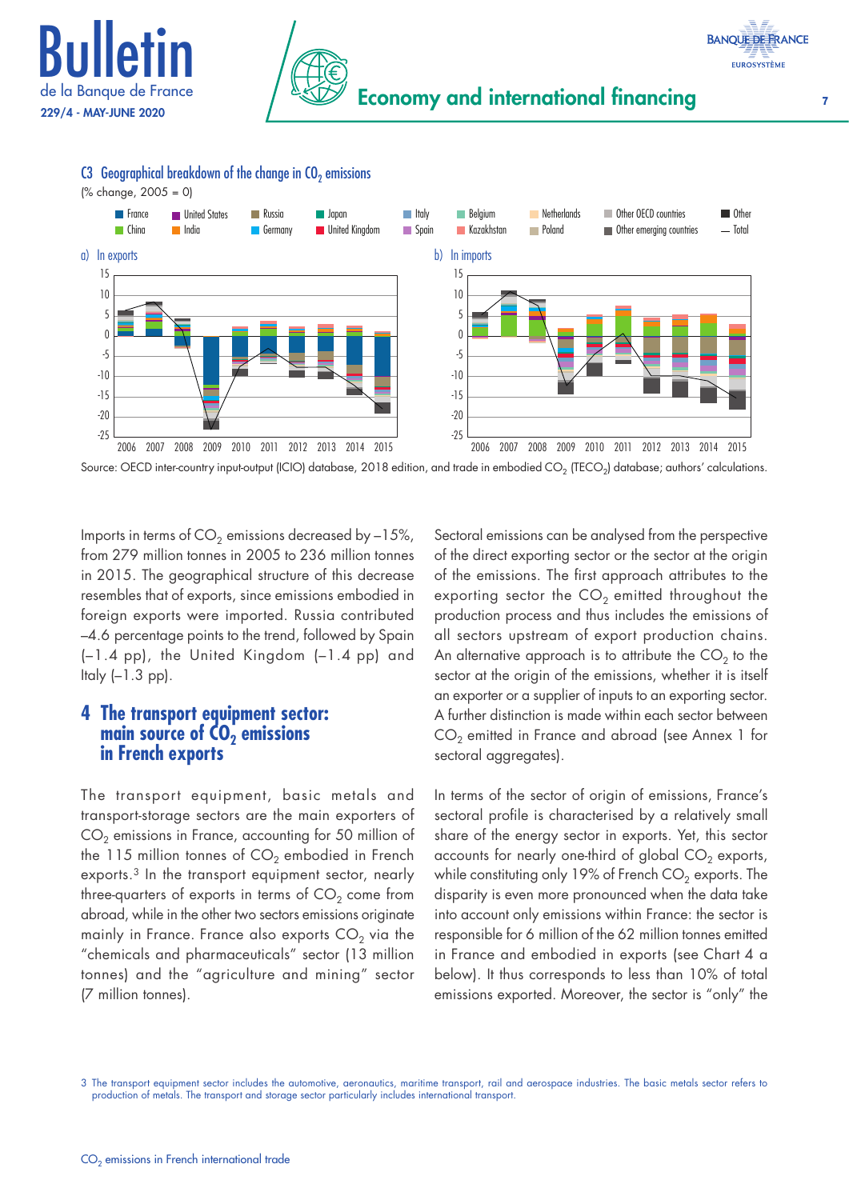### C3 Geographical breakdown of the change in $CO_2$ emissions

(% change, 2005 = 0)

a) In exports

b) In imports

Source: OECD inter-country input-output (ICIO) database, 2018 edition, and trade in embodied $CO_2$ (TECO$_2$) database; authors' calculations.

Imports in terms of $CO_2$ emissions decreased by –15%, from 279 million tonnes in 2005 to 236 million tonnes in 2015. The geographical structure of this decrease resembles that of exports, since emissions embodied in foreign exports were imported. Russia contributed –4.6 percentage points to the trend, followed by Spain (–1.4 pp), the United Kingdom (–1.4 pp) and Italy (–1.3 pp).

## 4 The transport equipment sector: main source of $CO_2$ emissions in French exports

The transport equipment, basic metals and transport-storage sectors are the main exporters of $CO_2$ emissions in France, accounting for 50 million of the 115 million tonnes of $CO_2$ embodied in French exports.[3] In the transport equipment sector, nearly three-quarters of exports in terms of $CO_2$ come from abroad, while in the other two sectors emissions originate mainly in France. France also exports $CO_2$ via the "chemicals and pharmaceuticals" sector (13 million tonnes) and the "agriculture and mining" sector (7 million tonnes).

Sectoral emissions can be analysed from the perspective of the direct exporting sector or the sector at the origin of the emissions. The first approach attributes to the exporting sector the $CO_2$ emitted throughout the production process and thus includes the emissions of all sectors upstream of export production chains. An alternative approach is to attribute the $CO_2$ to the sector at the origin of the emissions, whether it is itself an exporter or a supplier of inputs to an exporting sector. A further distinction is made within each sector between $CO_2$ emitted in France and abroad (see Annex 1 for sectoral aggregates).

In terms of the sector of origin of emissions, France's sectoral profile is characterised by a relatively small share of the energy sector in exports. Yet, this sector accounts for nearly one-third of global $CO_2$ exports, while constituting only 19% of French $CO_2$ exports. The disparity is even more pronounced when the data take into account only emissions within France: the sector is responsible for 6 million of the 62 million tonnes emitted in France and embodied in exports (see Chart 4 a below). It thus corresponds to less than 10% of total emissions exported. Moreover, the sector is "only" the

3 The transport equipment sector includes the automotive, aeronautics, maritime transport, rail and aerospace industries. The basic metals sector refers to production of metals. The transport and storage sector particularly includes international transport.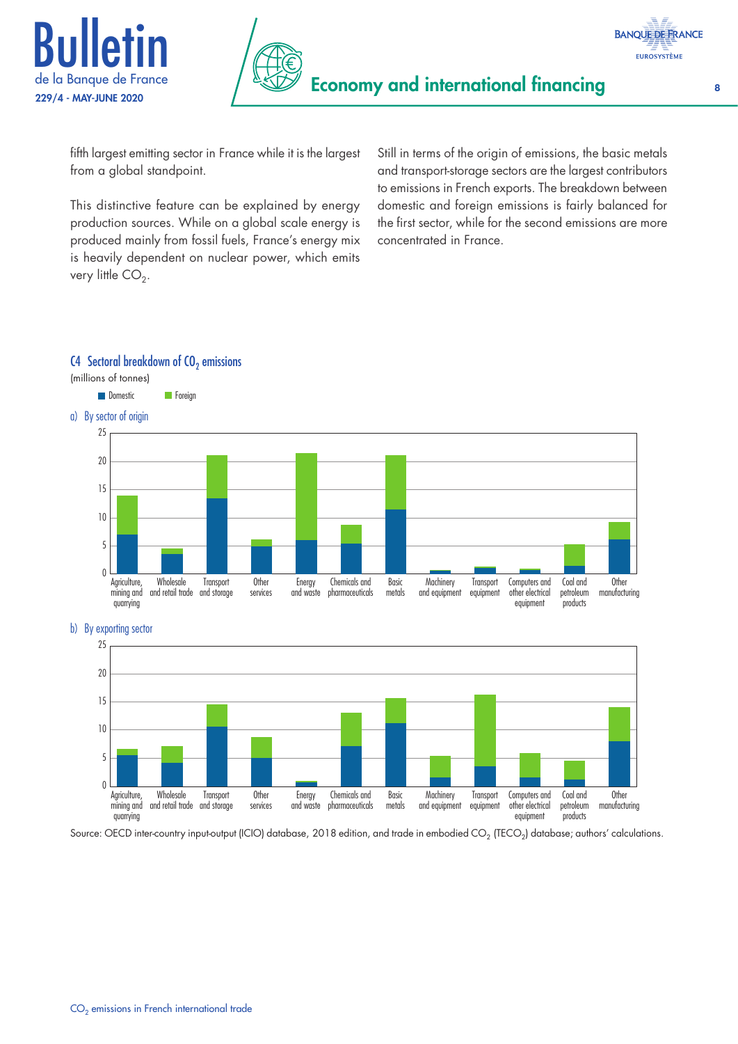fifth largest emitting sector in France while it is the largest from a global standpoint.

This distinctive feature can be explained by energy production sources. While on a global scale energy is produced mainly from fossil fuels, France's energy mix is heavily dependent on nuclear power, which emits very little $CO_2$.

Still in terms of the origin of emissions, the basic metals and transport-storage sectors are the largest contributors to emissions in French exports. The breakdown between domestic and foreign emissions is fairly balanced for the first sector, while for the second emissions are more concentrated in France.

### C4 Sectoral breakdown of $CO_2$ emissions

(millions of tonnes)

Domestic | Foreign

a) By sector of origin

b) By exporting sector

Source: OECD inter-country input-output (ICIO) database, 2018 edition, and trade in embodied $CO_2$ (TECO$_2$) database; authors' calculations.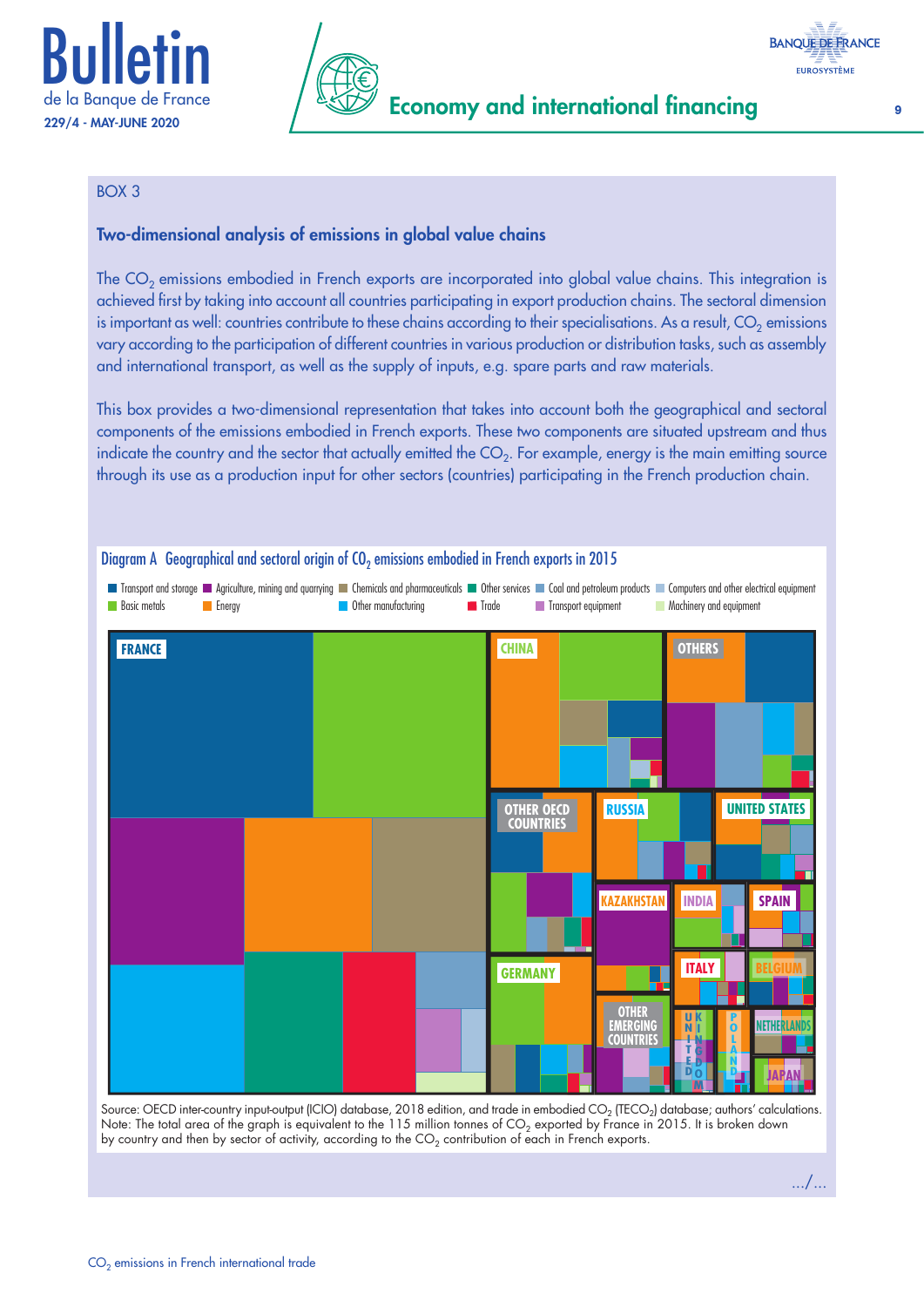BOX 3

### Two-dimensional analysis of emissions in global value chains

The $CO_2$ emissions embodied in French exports are incorporated into global value chains. This integration is achieved first by taking into account all countries participating in export production chains. The sectoral dimension is important as well: countries contribute to these chains according to their specialisations. As a result, $CO_2$ emissions vary according to the participation of different countries in various production or distribution tasks, such as assembly and international transport, as well as the supply of inputs, e.g. spare parts and raw materials.

This box provides a two-dimensional representation that takes into account both the geographical and sectoral components of the emissions embodied in French exports. These two components are situated upstream and thus indicate the country and the sector that actually emitted the $CO_2$. For example, energy is the main emitting source through its use as a production input for other sectors (countries) participating in the French production chain.

Diagram A Geographical and sectoral origin of $CO_2$ emissions embodied in French exports in 2015

Transport and storage; Agriculture, mining and quarrying; Chemicals and pharmaceuticals; Other services; Coal and petroleum products; Computers and other electrical equipment; Basic metals; Energy; Other manufacturing; Trade; Transport equipment; Machinery and equipment

FRANCE; CHINA; OTHERS; OTHER OECD COUNTRIES; RUSSIA; UNITED STATES; KAZAKHSTAN; INDIA; SPAIN; GERMANY; ITALY; BELGIUM; OTHER EMERGING COUNTRIES; UNITED KINGDOM; POLAND; NETHERLANDS; JAPAN

Source: OECD inter-country input-output (ICIO) database, 2018 edition, and trade in embodied $CO_2$ (TECO$_2$) database; authors' calculations.
Note: The total area of the graph is equivalent to the 115 million tonnes of $CO_2$ exported by France in 2015. It is broken down by country and then by sector of activity, according to the $CO_2$ contribution of each in French exports.

…/…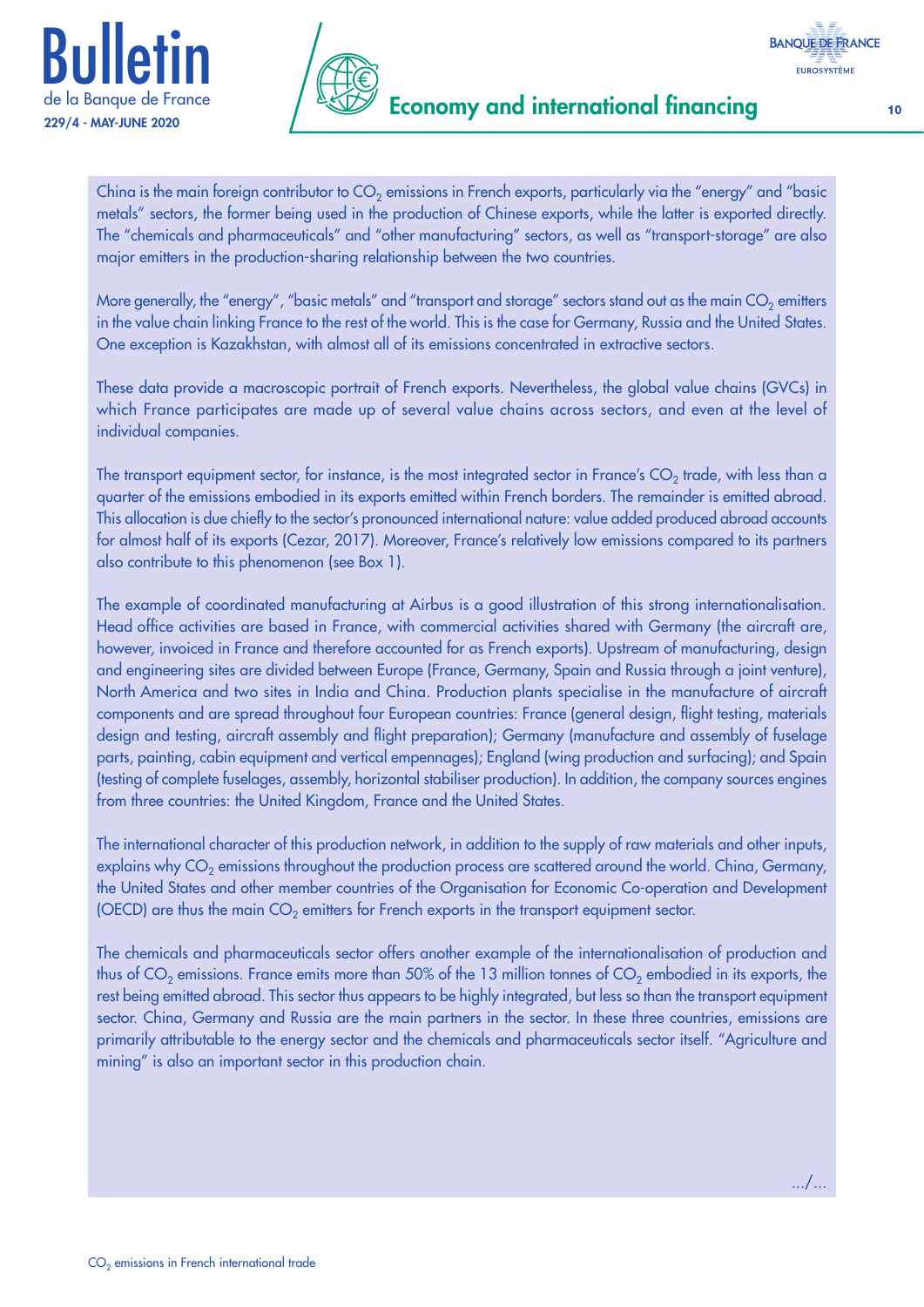China is the main foreign contributor to $CO_2$ emissions in French exports, particularly via the "energy" and "basic metals" sectors, the former being used in the production of Chinese exports, while the latter is exported directly. The "chemicals and pharmaceuticals" and "other manufacturing" sectors, as well as "transport-storage" are also major emitters in the production-sharing relationship between the two countries.

More generally, the "energy", "basic metals" and "transport and storage" sectors stand out as the main $CO_2$ emitters in the value chain linking France to the rest of the world. This is the case for Germany, Russia and the United States. One exception is Kazakhstan, with almost all of its emissions concentrated in extractive sectors.

These data provide a macroscopic portrait of French exports. Nevertheless, the global value chains (GVCs) in which France participates are made up of several value chains across sectors, and even at the level of individual companies.

The transport equipment sector, for instance, is the most integrated sector in France's $CO_2$ trade, with less than a quarter of the emissions embodied in its exports emitted within French borders. The remainder is emitted abroad. This allocation is due chiefly to the sector's pronounced international nature: value added produced abroad accounts for almost half of its exports (Cezar, 2017). Moreover, France's relatively low emissions compared to its partners also contribute to this phenomenon (see Box 1).

The example of coordinated manufacturing at Airbus is a good illustration of this strong internationalisation. Head office activities are based in France, with commercial activities shared with Germany (the aircraft are, however, invoiced in France and therefore accounted for as French exports). Upstream of manufacturing, design and engineering sites are divided between Europe (France, Germany, Spain and Russia through a joint venture), North America and two sites in India and China. Production plants specialise in the manufacture of aircraft components and are spread throughout four European countries: France (general design, flight testing, materials design and testing, aircraft assembly and flight preparation); Germany (manufacture and assembly of fuselage parts, painting, cabin equipment and vertical empennages); England (wing production and surfacing); and Spain (testing of complete fuselages, assembly, horizontal stabiliser production). In addition, the company sources engines from three countries: the United Kingdom, France and the United States.

The international character of this production network, in addition to the supply of raw materials and other inputs, explains why $CO_2$ emissions throughout the production process are scattered around the world. China, Germany, the United States and other member countries of the Organisation for Economic Co-operation and Development (OECD) are thus the main $CO_2$ emitters for French exports in the transport equipment sector.

The chemicals and pharmaceuticals sector offers another example of the internationalisation of production and thus of $CO_2$ emissions. France emits more than 50% of the 13 million tonnes of $CO_2$ embodied in its exports, the rest being emitted abroad. This sector thus appears to be highly integrated, but less so than the transport equipment sector. China, Germany and Russia are the main partners in the sector. In these three countries, emissions are primarily attributable to the energy sector and the chemicals and pharmaceuticals sector itself. "Agriculture and mining" is also an important sector in this production chain.

.../...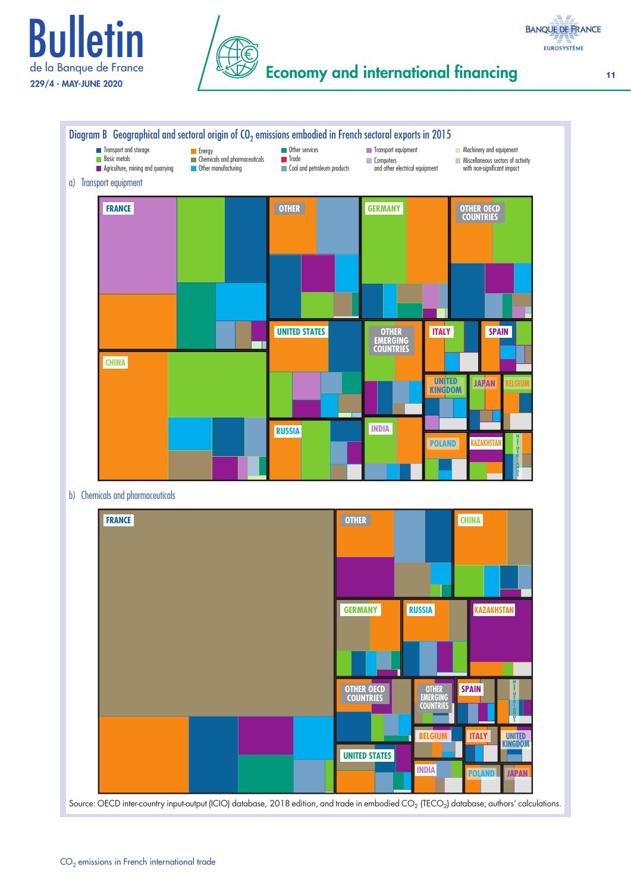## Diagram B Geographical and sectoral origin of $CO_2$ emissions embodied in French sectoral exports in 2015

- Transport and storage
- Basic metals
- Agriculture, mining and quarrying
- Energy
- Chemicals and pharmaceuticals
- Other manufacturing
- Other services
- Trade
- Coal and petroleum products
- Transport equipment
- Computers and other electrical equipment
- Machinery and equipment
- Miscellaneous sectors of activity with non-significant impact

a) Transport equipment

FRANCE, OTHER, GERMANY, OTHER OECD COUNTRIES, CHINA, UNITED STATES, OTHER EMERGING COUNTRIES, ITALY, SPAIN, UNITED KINGDOM, JAPAN, BELGIUM, RUSSIA, INDIA, POLAND, KAZAKHSTAN, NETHERLANDS

b) Chemicals and pharmaceuticals

FRANCE, OTHER, CHINA, GERMANY, RUSSIA, KAZAKHSTAN, OTHER OECD COUNTRIES, OTHER EMERGING COUNTRIES, SPAIN, NETHERLANDS, BELGIUM, ITALY, UNITED KINGDOM, UNITED STATES, INDIA, POLAND, JAPAN

Source: OECD inter-country input-output (ICIO) database, 2018 edition, and trade in embodied $CO_2$ (TECO$_2$) database; authors' calculations.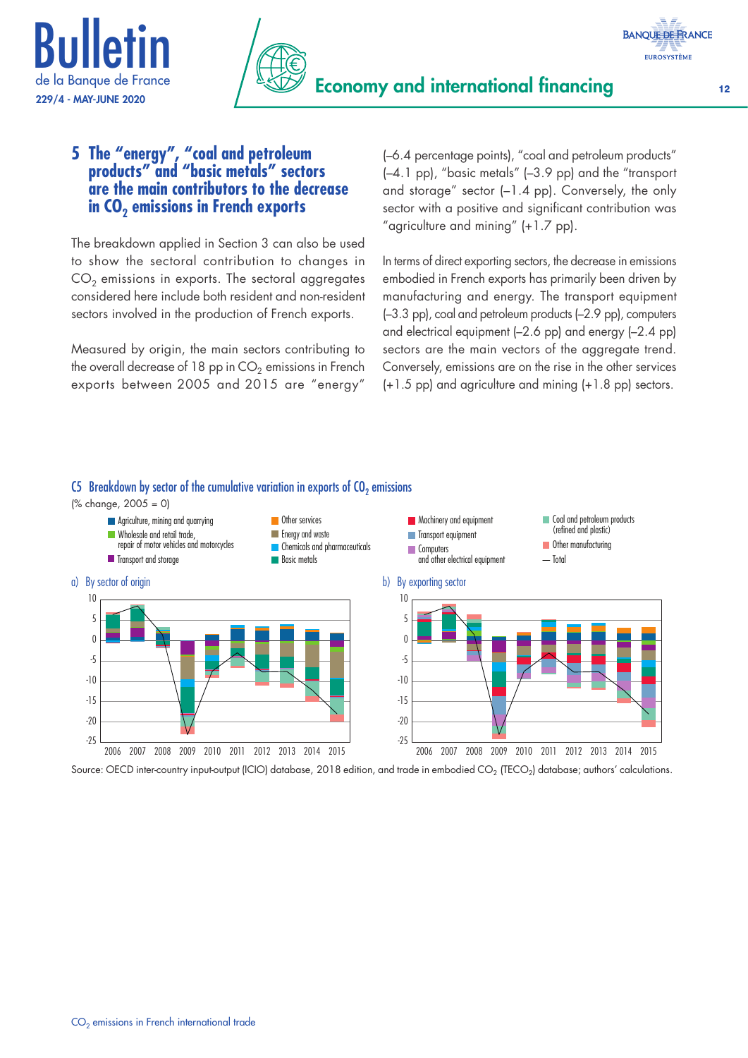## 5 The "energy", "coal and petroleum products" and "basic metals" sectors are the main contributors to the decrease in $CO_2$ emissions in French exports

The breakdown applied in Section 3 can also be used to show the sectoral contribution to changes in $CO_2$ emissions in exports. The sectoral aggregates considered here include both resident and non-resident sectors involved in the production of French exports.

Measured by origin, the main sectors contributing to the overall decrease of 18 pp in $CO_2$ emissions in French exports between 2005 and 2015 are "energy" (–6.4 percentage points), "coal and petroleum products" (–4.1 pp), "basic metals" (–3.9 pp) and the "transport and storage" sector (–1.4 pp). Conversely, the only sector with a positive and significant contribution was "agriculture and mining" (+1.7 pp).

In terms of direct exporting sectors, the decrease in emissions embodied in French exports has primarily been driven by manufacturing and energy. The transport equipment (–3.3 pp), coal and petroleum products (–2.9 pp), computers and electrical equipment (–2.6 pp) and energy (–2.4 pp) sectors are the main vectors of the aggregate trend. Conversely, emissions are on the rise in the other services (+1.5 pp) and agriculture and mining (+1.8 pp) sectors.

**C5 Breakdown by sector of the cumulative variation in exports of $CO_2$ emissions**

(% change, 2005 = 0)

Legend: Agriculture, mining and quarrying; Wholesale and retail trade, repair of motor vehicles and motorcycles; Transport and storage; Other services; Energy and waste; Chemicals and pharmaceuticals; Basic metals; Machinery and equipment; Transport equipment; Computers and other electrical equipment; Coal and petroleum products (refined and plastic); Other manufacturing; Total

a) By sector of origin

b) By exporting sector

Source: OECD inter-country input-output (ICIO) database, 2018 edition, and trade in embodied $CO_2$ (TECO$_2$) database; authors' calculations.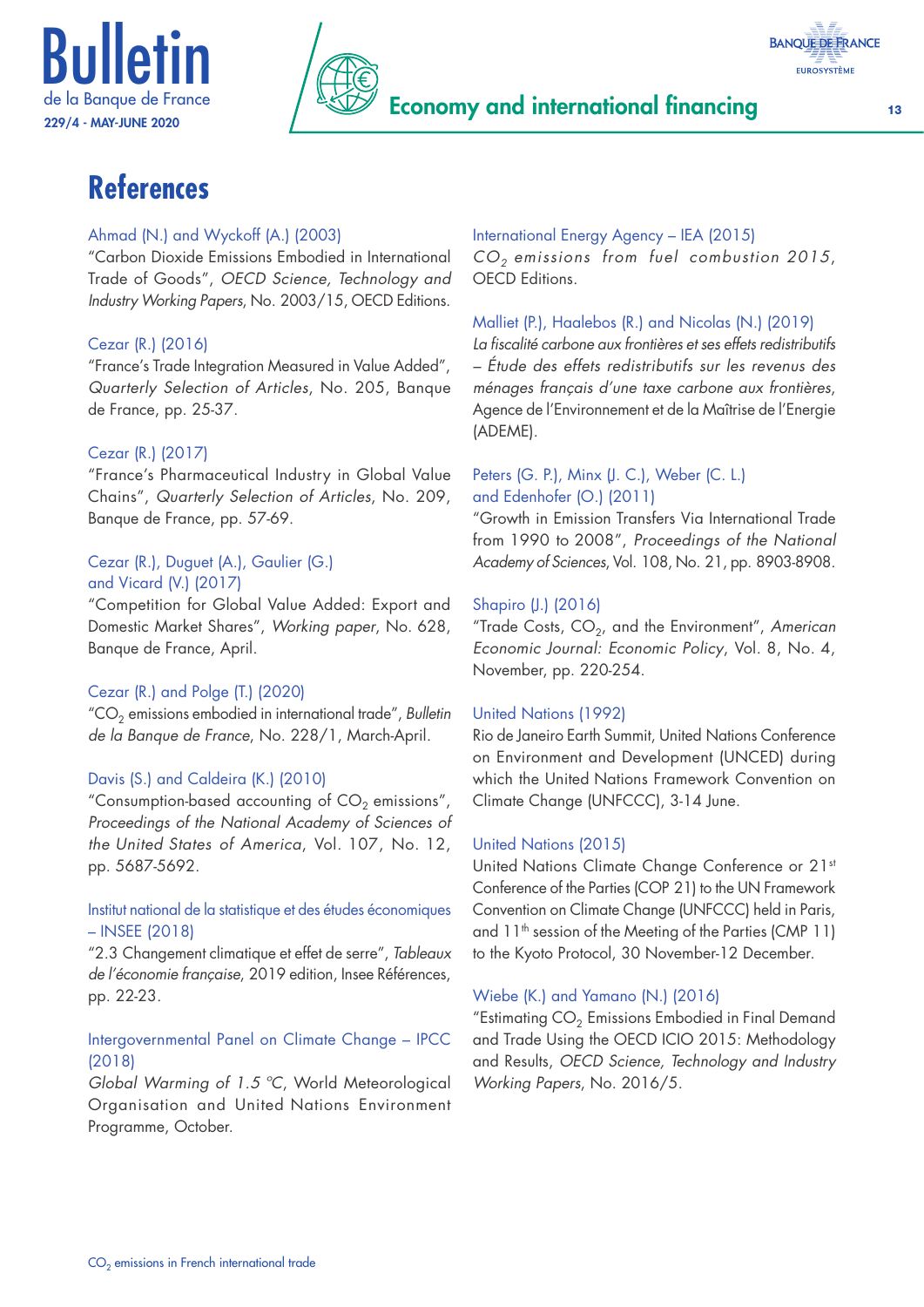# References

Ahmad (N.) and Wyckoff (A.) (2003)
"Carbon Dioxide Emissions Embodied in International Trade of Goods", *OECD Science, Technology and Industry Working Papers*, No. 2003/15, OECD Editions.

Cezar (R.) (2016)
"France's Trade Integration Measured in Value Added", *Quarterly Selection of Articles*, No. 205, Banque de France, pp. 25-37.

Cezar (R.) (2017)
"France's Pharmaceutical Industry in Global Value Chains", *Quarterly Selection of Articles*, No. 209, Banque de France, pp. 57-69.

Cezar (R.), Duguet (A.), Gaulier (G.) and Vicard (V.) (2017)
"Competition for Global Value Added: Export and Domestic Market Shares", *Working paper*, No. 628, Banque de France, April.

Cezar (R.) and Polge (T.) (2020)
"$CO_2$ emissions embodied in international trade", *Bulletin de la Banque de France*, No. 228/1, March-April.

Davis (S.) and Caldeira (K.) (2010)
"Consumption-based accounting of $CO_2$ emissions", *Proceedings of the National Academy of Sciences of the United States of America*, Vol. 107, No. 12, pp. 5687-5692.

Institut national de la statistique et des études économiques – INSEE (2018)
"2.3 Changement climatique et effet de serre", *Tableaux de l'économie française*, 2019 edition, Insee Références, pp. 22-23.

Intergovernmental Panel on Climate Change – IPCC (2018)
*Global Warming of 1.5 °C*, World Meteorological Organisation and United Nations Environment Programme, October.

International Energy Agency – IEA (2015)
*$CO_2$ emissions from fuel combustion 2015*, OECD Editions.

Malliet (P.), Haalebos (R.) and Nicolas (N.) (2019)
*La fiscalité carbone aux frontières et ses effets redistributifs – Étude des effets redistributifs sur les revenus des ménages français d'une taxe carbone aux frontières*, Agence de l'Environnement et de la Maîtrise de l'Energie (ADEME).

Peters (G. P.), Minx (J. C.), Weber (C. L.) and Edenhofer (O.) (2011)
"Growth in Emission Transfers Via International Trade from 1990 to 2008", *Proceedings of the National Academy of Sciences*, Vol. 108, No. 21, pp. 8903-8908.

Shapiro (J.) (2016)
"Trade Costs, $CO_2$, and the Environment", *American Economic Journal: Economic Policy*, Vol. 8, No. 4, November, pp. 220-254.

United Nations (1992)
Rio de Janeiro Earth Summit, United Nations Conference on Environment and Development (UNCED) during which the United Nations Framework Convention on Climate Change (UNFCCC), 3-14 June.

United Nations (2015)
United Nations Climate Change Conference or 21st Conference of the Parties (COP 21) to the UN Framework Convention on Climate Change (UNFCCC) held in Paris, and 11th session of the Meeting of the Parties (CMP 11) to the Kyoto Protocol, 30 November-12 December.

Wiebe (K.) and Yamano (N.) (2016)
"Estimating $CO_2$ Emissions Embodied in Final Demand and Trade Using the OECD ICIO 2015: Methodology and Results, *OECD Science, Technology and Industry Working Papers*, No. 2016/5.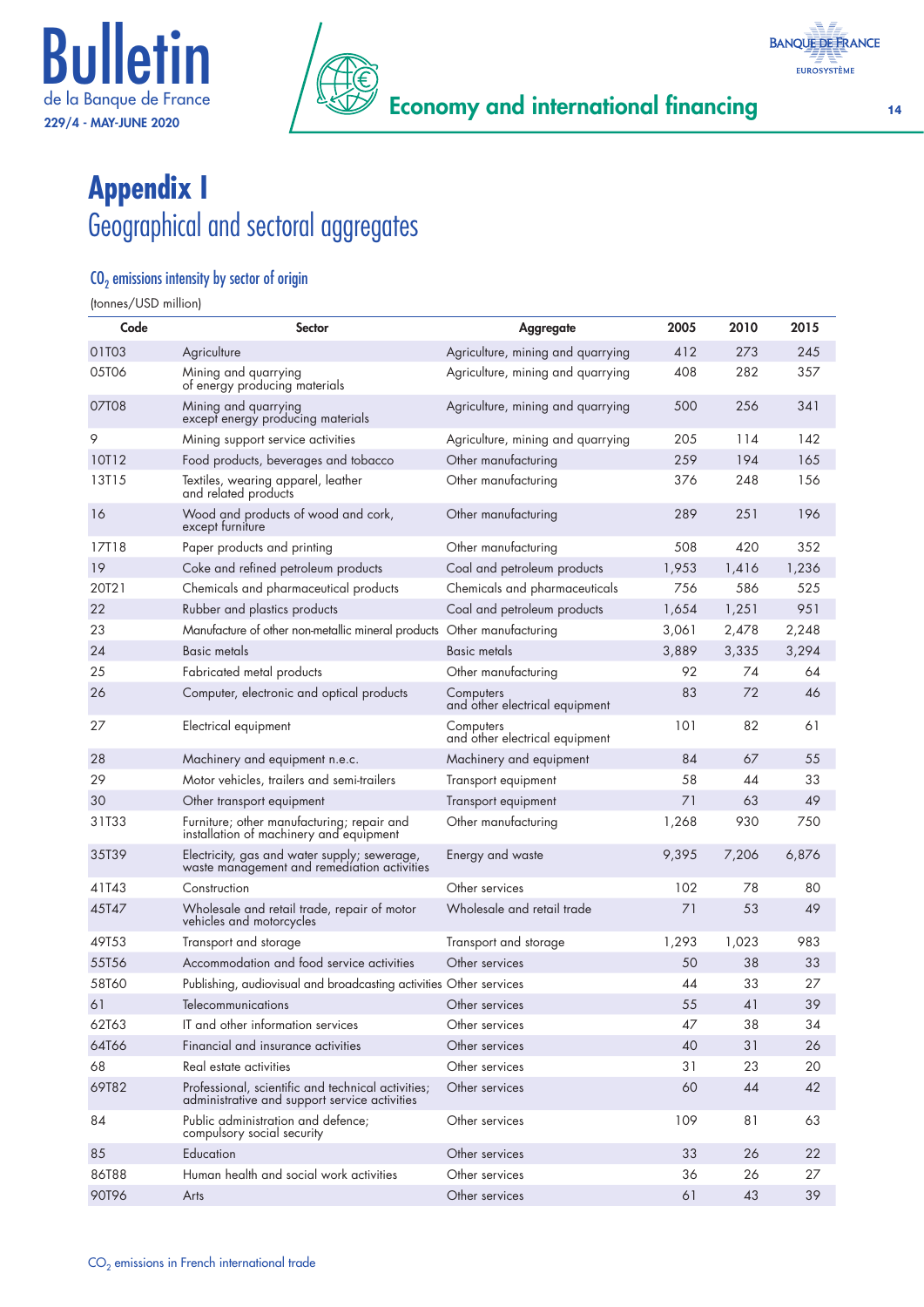# Appendix I

## Geographical and sectoral aggregates

### $CO_2$ emissions intensity by sector of origin

(tonnes/USD million)

| Code | Sector | Aggregate | 2005 | 2010 | 2015 |
|---|---|---|---|---|---|
| 01T03 | Agriculture | Agriculture, mining and quarrying | 412 | 273 | 245 |
| 05T06 | Mining and quarrying of energy producing materials | Agriculture, mining and quarrying | 408 | 282 | 357 |
| 07T08 | Mining and quarrying except energy producing materials | Agriculture, mining and quarrying | 500 | 256 | 341 |
| 9 | Mining support service activities | Agriculture, mining and quarrying | 205 | 114 | 142 |
| 10T12 | Food products, beverages and tobacco | Other manufacturing | 259 | 194 | 165 |
| 13T15 | Textiles, wearing apparel, leather and related products | Other manufacturing | 376 | 248 | 156 |
| 16 | Wood and products of wood and cork, except furniture | Other manufacturing | 289 | 251 | 196 |
| 17T18 | Paper products and printing | Other manufacturing | 508 | 420 | 352 |
| 19 | Coke and refined petroleum products | Coal and petroleum products | 1,953 | 1,416 | 1,236 |
| 20T21 | Chemicals and pharmaceutical products | Chemicals and pharmaceuticals | 756 | 586 | 525 |
| 22 | Rubber and plastics products | Coal and petroleum products | 1,654 | 1,251 | 951 |
| 23 | Manufacture of other non-metallic mineral products | Other manufacturing | 3,061 | 2,478 | 2,248 |
| 24 | Basic metals | Basic metals | 3,889 | 3,335 | 3,294 |
| 25 | Fabricated metal products | Other manufacturing | 92 | 74 | 64 |
| 26 | Computer, electronic and optical products | Computers and other electrical equipment | 83 | 72 | 46 |
| 27 | Electrical equipment | Computers and other electrical equipment | 101 | 82 | 61 |
| 28 | Machinery and equipment n.e.c. | Machinery and equipment | 84 | 67 | 55 |
| 29 | Motor vehicles, trailers and semi-trailers | Transport equipment | 58 | 44 | 33 |
| 30 | Other transport equipment | Transport equipment | 71 | 63 | 49 |
| 31T33 | Furniture; other manufacturing; repair and installation of machinery and equipment | Other manufacturing | 1,268 | 930 | 750 |
| 35T39 | Electricity, gas and water supply; sewerage, waste management and remediation activities | Energy and waste | 9,395 | 7,206 | 6,876 |
| 41T43 | Construction | Other services | 102 | 78 | 80 |
| 45T47 | Wholesale and retail trade, repair of motor vehicles and motorcycles | Wholesale and retail trade | 71 | 53 | 49 |
| 49T53 | Transport and storage | Transport and storage | 1,293 | 1,023 | 983 |
| 55T56 | Accommodation and food service activities | Other services | 50 | 38 | 33 |
| 58T60 | Publishing, audiovisual and broadcasting activities | Other services | 44 | 33 | 27 |
| 61 | Telecommunications | Other services | 55 | 41 | 39 |
| 62T63 | IT and other information services | Other services | 47 | 38 | 34 |
| 64T66 | Financial and insurance activities | Other services | 40 | 31 | 26 |
| 68 | Real estate activities | Other services | 31 | 23 | 20 |
| 69T82 | Professional, scientific and technical activities; administrative and support service activities | Other services | 60 | 44 | 42 |
| 84 | Public administration and defence; compulsory social security | Other services | 109 | 81 | 63 |
| 85 | Education | Other services | 33 | 26 | 22 |
| 86T88 | Human health and social work activities | Other services | 36 | 26 | 27 |
| 90T96 | Arts | Other services | 61 | 43 | 39 |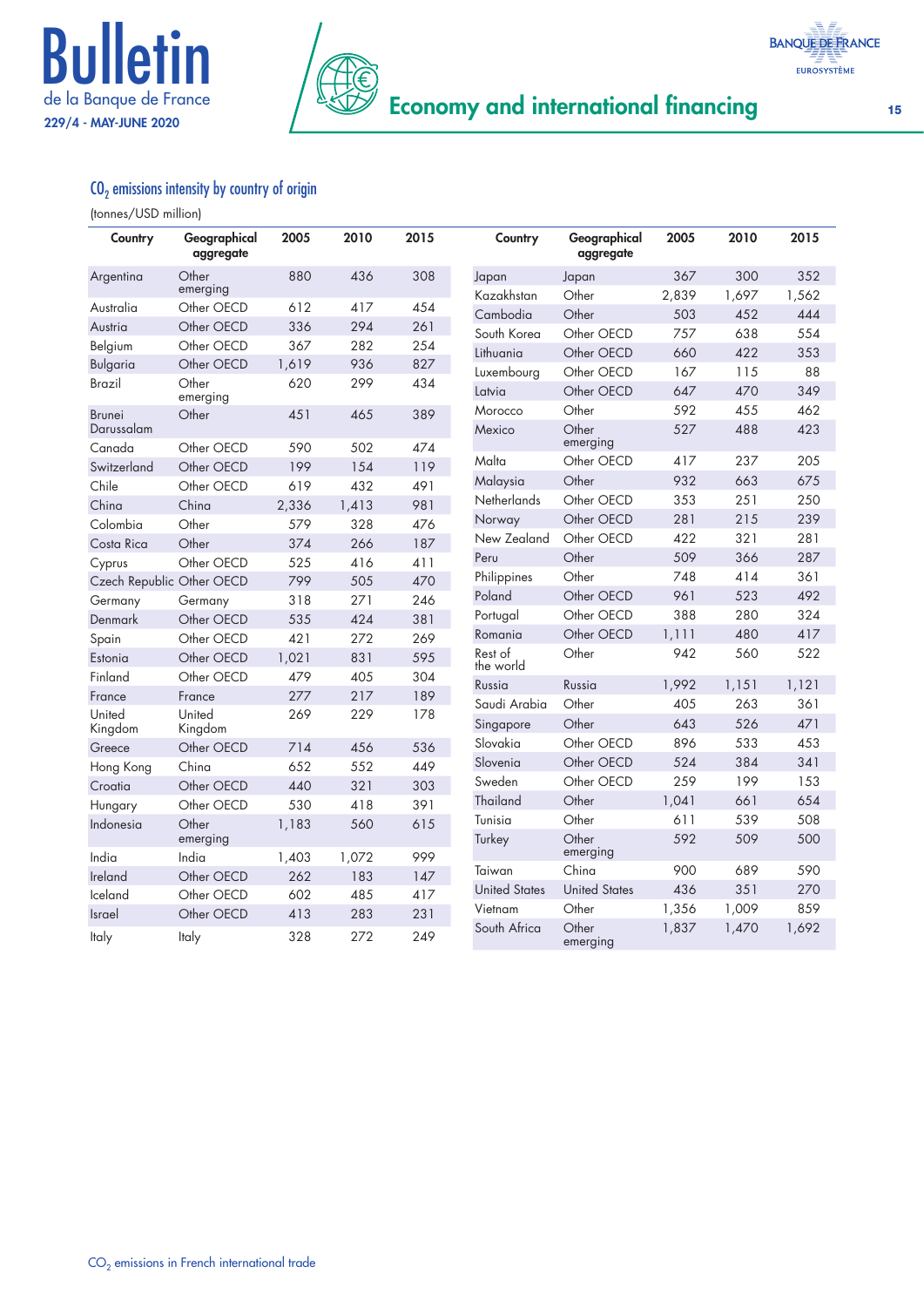## $CO_2$ emissions intensity by country of origin

(tonnes/USD million)

| Country | Geographical aggregate | 2005 | 2010 | 2015 |
|---|---|---|---|---|
| Argentina | Other emerging | 880 | 436 | 308 |
| Australia | Other OECD | 612 | 417 | 454 |
| Austria | Other OECD | 336 | 294 | 261 |
| Belgium | Other OECD | 367 | 282 | 254 |
| Bulgaria | Other OECD | 1,619 | 936 | 827 |
| Brazil | Other emerging | 620 | 299 | 434 |
| Brunei Darussalam | Other | 451 | 465 | 389 |
| Canada | Other OECD | 590 | 502 | 474 |
| Switzerland | Other OECD | 199 | 154 | 119 |
| Chile | Other OECD | 619 | 432 | 491 |
| China | China | 2,336 | 1,413 | 981 |
| Colombia | Other | 579 | 328 | 476 |
| Costa Rica | Other | 374 | 266 | 187 |
| Cyprus | Other OECD | 525 | 416 | 411 |
| Czech Republic | Other OECD | 799 | 505 | 470 |
| Germany | Germany | 318 | 271 | 246 |
| Denmark | Other OECD | 535 | 424 | 381 |
| Spain | Other OECD | 421 | 272 | 269 |
| Estonia | Other OECD | 1,021 | 831 | 595 |
| Finland | Other OECD | 479 | 405 | 304 |
| France | France | 277 | 217 | 189 |
| United Kingdom | United Kingdom | 269 | 229 | 178 |
| Greece | Other OECD | 714 | 456 | 536 |
| Hong Kong | China | 652 | 552 | 449 |
| Croatia | Other OECD | 440 | 321 | 303 |
| Hungary | Other OECD | 530 | 418 | 391 |
| Indonesia | Other emerging | 1,183 | 560 | 615 |
| India | India | 1,403 | 1,072 | 999 |
| Ireland | Other OECD | 262 | 183 | 147 |
| Iceland | Other OECD | 602 | 485 | 417 |
| Israel | Other OECD | 413 | 283 | 231 |
| Italy | Italy | 328 | 272 | 249 |
| Japan | Japan | 367 | 300 | 352 |
| Kazakhstan | Other | 2,839 | 1,697 | 1,562 |
| Cambodia | Other | 503 | 452 | 444 |
| South Korea | Other OECD | 757 | 638 | 554 |
| Lithuania | Other OECD | 660 | 422 | 353 |
| Luxembourg | Other OECD | 167 | 115 | 88 |
| Latvia | Other OECD | 647 | 470 | 349 |
| Morocco | Other | 592 | 455 | 462 |
| Mexico | Other emerging | 527 | 488 | 423 |
| Malta | Other OECD | 417 | 237 | 205 |
| Malaysia | Other | 932 | 663 | 675 |
| Netherlands | Other OECD | 353 | 251 | 250 |
| Norway | Other OECD | 281 | 215 | 239 |
| New Zealand | Other OECD | 422 | 321 | 281 |
| Peru | Other | 509 | 366 | 287 |
| Philippines | Other | 748 | 414 | 361 |
| Poland | Other OECD | 961 | 523 | 492 |
| Portugal | Other OECD | 388 | 280 | 324 |
| Romania | Other OECD | 1,111 | 480 | 417 |
| Rest of the world | Other | 942 | 560 | 522 |
| Russia | Russia | 1,992 | 1,151 | 1,121 |
| Saudi Arabia | Other | 405 | 263 | 361 |
| Singapore | Other | 643 | 526 | 471 |
| Slovakia | Other OECD | 896 | 533 | 453 |
| Slovenia | Other OECD | 524 | 384 | 341 |
| Sweden | Other OECD | 259 | 199 | 153 |
| Thailand | Other | 1,041 | 661 | 654 |
| Tunisia | Other | 611 | 539 | 508 |
| Turkey | Other emerging | 592 | 509 | 500 |
| Taiwan | China | 900 | 689 | 590 |
| United States | United States | 436 | 351 | 270 |
| Vietnam | Other | 1,356 | 1,009 | 859 |
| South Africa | Other emerging | 1,837 | 1,470 | 1,692 |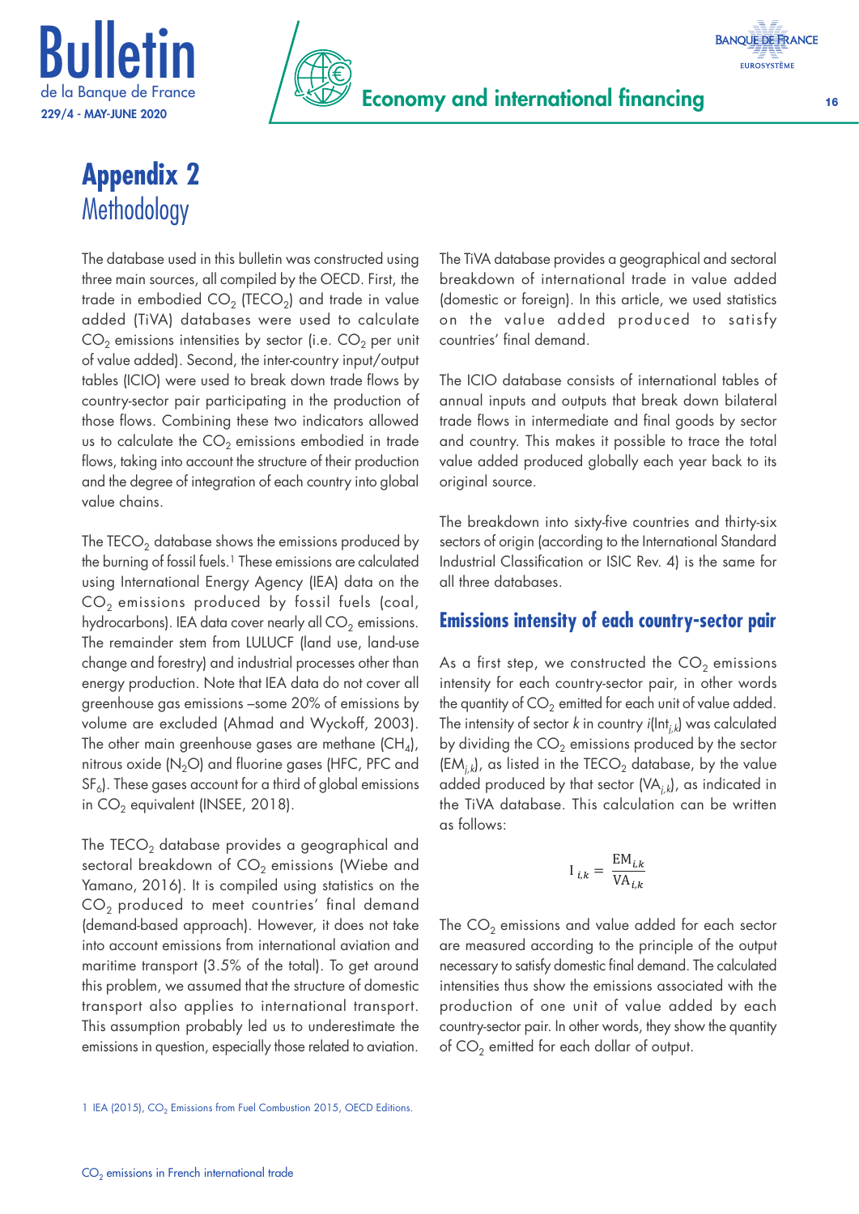# Appendix 2
## Methodology

The database used in this bulletin was constructed using three main sources, all compiled by the OECD. First, the trade in embodied $CO_2$ ($TECO_2$) and trade in value added (TiVA) databases were used to calculate $CO_2$ emissions intensities by sector (i.e. $CO_2$ per unit of value added). Second, the inter-country input/output tables (ICIO) were used to break down trade flows by country-sector pair participating in the production of those flows. Combining these two indicators allowed us to calculate the $CO_2$ emissions embodied in trade flows, taking into account the structure of their production and the degree of integration of each country into global value chains.

The $TECO_2$ database shows the emissions produced by the burning of fossil fuels.[1] These emissions are calculated using International Energy Agency (IEA) data on the $CO_2$ emissions produced by fossil fuels (coal, hydrocarbons). IEA data cover nearly all $CO_2$ emissions. The remainder stem from LULUCF (land use, land-use change and forestry) and industrial processes other than energy production. Note that IEA data do not cover all greenhouse gas emissions –some 20% of emissions by volume are excluded (Ahmad and Wyckoff, 2003). The other main greenhouse gases are methane ($CH_4$), nitrous oxide ($N_2O$) and fluorine gases (HFC, PFC and $SF_6$). These gases account for a third of global emissions in $CO_2$ equivalent (INSEE, 2018).

The $TECO_2$ database provides a geographical and sectoral breakdown of $CO_2$ emissions (Wiebe and Yamano, 2016). It is compiled using statistics on the $CO_2$ produced to meet countries' final demand (demand-based approach). However, it does not take into account emissions from international aviation and maritime transport (3.5% of the total). To get around this problem, we assumed that the structure of domestic transport also applies to international transport. This assumption probably led us to underestimate the emissions in question, especially those related to aviation.

The TiVA database provides a geographical and sectoral breakdown of international trade in value added (domestic or foreign). In this article, we used statistics on the value added produced to satisfy countries' final demand.

The ICIO database consists of international tables of annual inputs and outputs that break down bilateral trade flows in intermediate and final goods by sector and country. This makes it possible to trace the total value added produced globally each year back to its original source.

The breakdown into sixty-five countries and thirty-six sectors of origin (according to the International Standard Industrial Classification or ISIC Rev. 4) is the same for all three databases.

### Emissions intensity of each country-sector pair

As a first step, we constructed the $CO_2$ emissions intensity for each country-sector pair, in other words the quantity of $CO_2$ emitted for each unit of value added. The intensity of sector $k$ in country $i$ ($Int_{i,k}$) was calculated by dividing the $CO_2$ emissions produced by the sector ($EM_{i,k}$), as listed in the $TECO_2$ database, by the value added produced by that sector ($VA_{i,k}$), as indicated in the TiVA database. This calculation can be written as follows:

$$I_{i,k} = \frac{EM_{i,k}}{VA_{i,k}}$$

The $CO_2$ emissions and value added for each sector are measured according to the principle of the output necessary to satisfy domestic final demand. The calculated intensities thus show the emissions associated with the production of one unit of value added by each country-sector pair. In other words, they show the quantity of $CO_2$ emitted for each dollar of output.

1 IEA (2015), $CO_2$ Emissions from Fuel Combustion 2015, OECD Editions.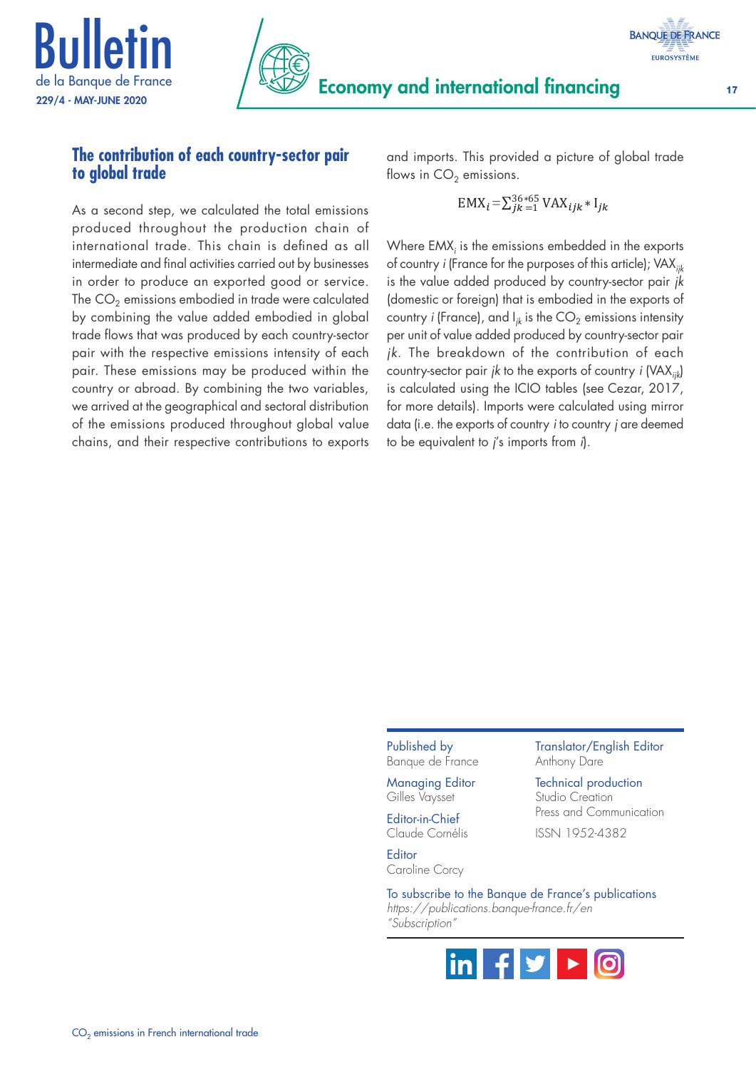## The contribution of each country-sector pair to global trade

As a second step, we calculated the total emissions produced throughout the production chain of international trade. This chain is defined as all intermediate and final activities carried out by businesses in order to produce an exported good or service. The $CO_2$ emissions embodied in trade were calculated by combining the value added embodied in global trade flows that was produced by each country-sector pair with the respective emissions intensity of each pair. These emissions may be produced within the country or abroad. By combining the two variables, we arrived at the geographical and sectoral distribution of the emissions produced throughout global value chains, and their respective contributions to exports and imports. This provided a picture of global trade flows in $CO_2$ emissions.

$$\mathrm{EMX}_i = \sum_{jk=1}^{36*65} \mathrm{VAX}_{ijk} * \mathrm{I}_{jk}$$

Where $EMX_i$ is the emissions embedded in the exports of country *i* (France for the purposes of this article); $VAX_{ijk}$ is the value added produced by country-sector pair *jk* (domestic or foreign) that is embodied in the exports of country *i* (France), and $I_{jk}$ is the $CO_2$ emissions intensity per unit of value added produced by country-sector pair *jk*. The breakdown of the contribution of each country-sector pair *jk* to the exports of country *i* ($VAX_{ijk}$) is calculated using the ICIO tables (see Cezar, 2017, for more details). Imports were calculated using mirror data (i.e. the exports of country *i* to country *j* are deemed to be equivalent to *j*'s imports from *i*).

Published by
Banque de France

Managing Editor
Gilles Vaysset

Editor-in-Chief
Claude Cornélis

Editor
Caroline Corcy

Translator/English Editor
Anthony Dare

Technical production
Studio Creation
Press and Communication

ISSN 1952-4382

To subscribe to the Banque de France's publications
*https://publications.banque-france.fr/en "Subscription"*